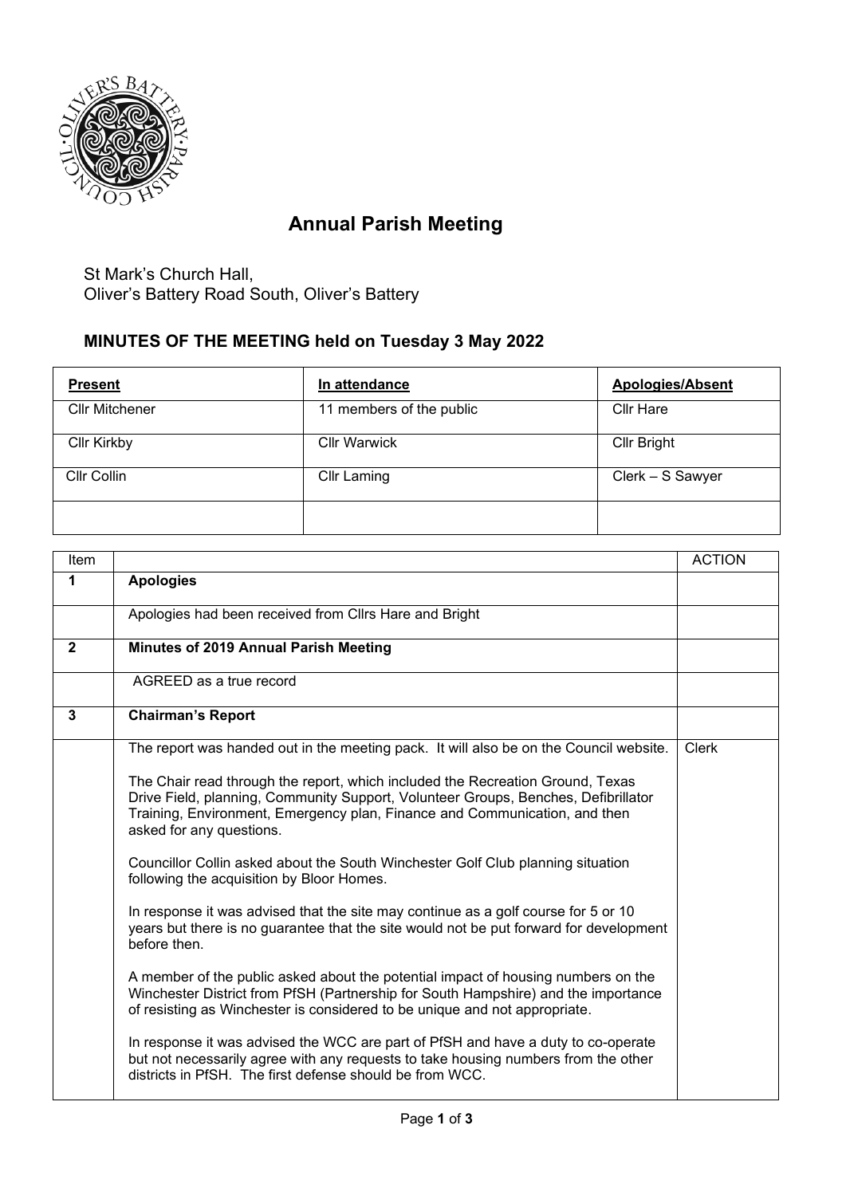# Annual Parish Meeting

St Mark's Church Hall,
Oliver's Battery Road South, Oliver's Battery

## MINUTES OF THE MEETING held on Tuesday 3 May 2022

| Present | In attendance | Apologies/Absent |
|---|---|---|
| Cllr Mitchener | 11 members of the public | Cllr Hare |
| Cllr Kirkby | Cllr Warwick | Cllr Bright |
| Cllr Collin | Cllr Laming | Clerk – S Sawyer |
| | | |

| Item | | ACTION |
|---|---|---|
| **1** | **Apologies** | |
| | Apologies had been received from Cllrs Hare and Bright | |
| **2** | **Minutes of 2019 Annual Parish Meeting** | |
| | AGREED as a true record | |
| **3** | **Chairman's Report** | |
| | The report was handed out in the meeting pack. It will also be on the Council website.<br><br>The Chair read through the report, which included the Recreation Ground, Texas Drive Field, planning, Community Support, Volunteer Groups, Benches, Defibrillator Training, Environment, Emergency plan, Finance and Communication, and then asked for any questions.<br><br>Councillor Collin asked about the South Winchester Golf Club planning situation following the acquisition by Bloor Homes.<br><br>In response it was advised that the site may continue as a golf course for 5 or 10 years but there is no guarantee that the site would not be put forward for development before then.<br><br>A member of the public asked about the potential impact of housing numbers on the Winchester District from PfSH (Partnership for South Hampshire) and the importance of resisting as Winchester is considered to be unique and not appropriate.<br><br>In response it was advised the WCC are part of PfSH and have a duty to co-operate but not necessarily agree with any requests to take housing numbers from the other districts in PfSH. The first defense should be from WCC. | Clerk |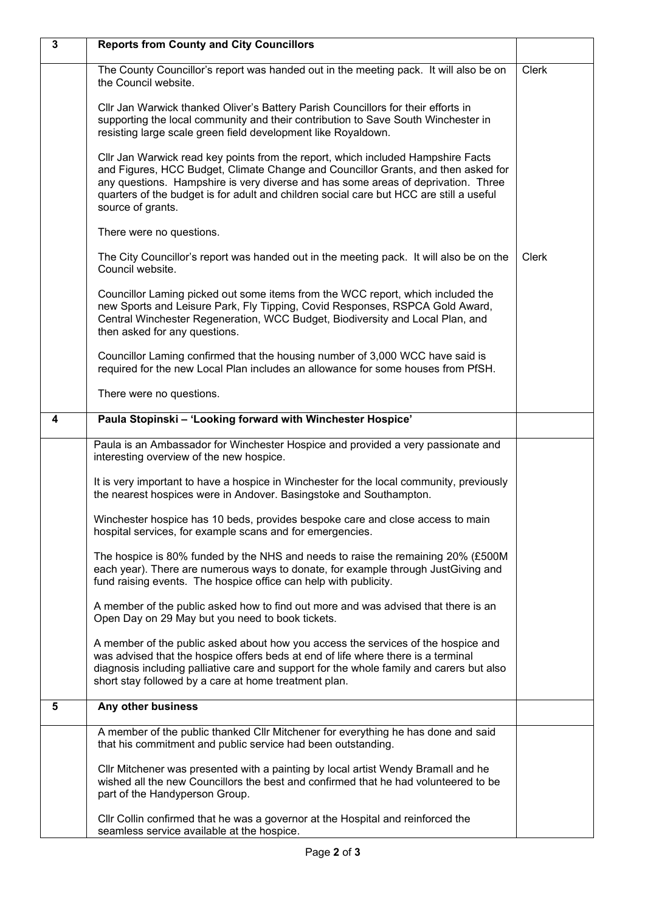| 3 | **Reports from County and City Councillors** | |
|---|---|---|
| | The County Councillor's report was handed out in the meeting pack. It will also be on the Council website.<br><br>Cllr Jan Warwick thanked Oliver's Battery Parish Councillors for their efforts in supporting the local community and their contribution to Save South Winchester in resisting large scale green field development like Royaldown.<br><br>Cllr Jan Warwick read key points from the report, which included Hampshire Facts and Figures, HCC Budget, Climate Change and Councillor Grants, and then asked for any questions. Hampshire is very diverse and has some areas of deprivation. Three quarters of the budget is for adult and children social care but HCC are still a useful source of grants.<br><br>There were no questions. | Clerk |
| | The City Councillor's report was handed out in the meeting pack. It will also be on the Council website.<br><br>Councillor Laming picked out some items from the WCC report, which included the new Sports and Leisure Park, Fly Tipping, Covid Responses, RSPCA Gold Award, Central Winchester Regeneration, WCC Budget, Biodiversity and Local Plan, and then asked for any questions.<br><br>Councillor Laming confirmed that the housing number of 3,000 WCC have said is required for the new Local Plan includes an allowance for some houses from PfSH.<br><br>There were no questions. | Clerk |
| 4 | **Paula Stopinski – 'Looking forward with Winchester Hospice'** | |
| | Paula is an Ambassador for Winchester Hospice and provided a very passionate and interesting overview of the new hospice.<br><br>It is very important to have a hospice in Winchester for the local community, previously the nearest hospices were in Andover. Basingstoke and Southampton.<br><br>Winchester hospice has 10 beds, provides bespoke care and close access to main hospital services, for example scans and for emergencies.<br><br>The hospice is 80% funded by the NHS and needs to raise the remaining 20% (£500M each year). There are numerous ways to donate, for example through JustGiving and fund raising events. The hospice office can help with publicity.<br><br>A member of the public asked how to find out more and was advised that there is an Open Day on 29 May but you need to book tickets.<br><br>A member of the public asked about how you access the services of the hospice and was advised that the hospice offers beds at end of life where there is a terminal diagnosis including palliative care and support for the whole family and carers but also short stay followed by a care at home treatment plan. | |
| 5 | **Any other business** | |
| | A member of the public thanked Cllr Mitchener for everything he has done and said that his commitment and public service had been outstanding.<br><br>Cllr Mitchener was presented with a painting by local artist Wendy Bramall and he wished all the new Councillors the best and confirmed that he had volunteered to be part of the Handyperson Group.<br><br>Cllr Collin confirmed that he was a governor at the Hospital and reinforced the seamless service available at the hospice. | |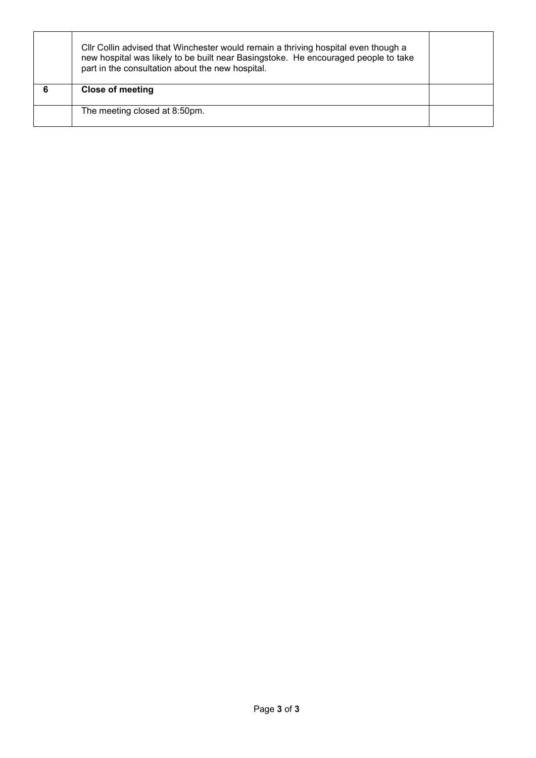| | | |
|---|---|---|
| | Cllr Collin advised that Winchester would remain a thriving hospital even though a new hospital was likely to be built near Basingstoke. He encouraged people to take part in the consultation about the new hospital. | |
| **6** | **Close of meeting** | |
| | The meeting closed at 8:50pm. | |